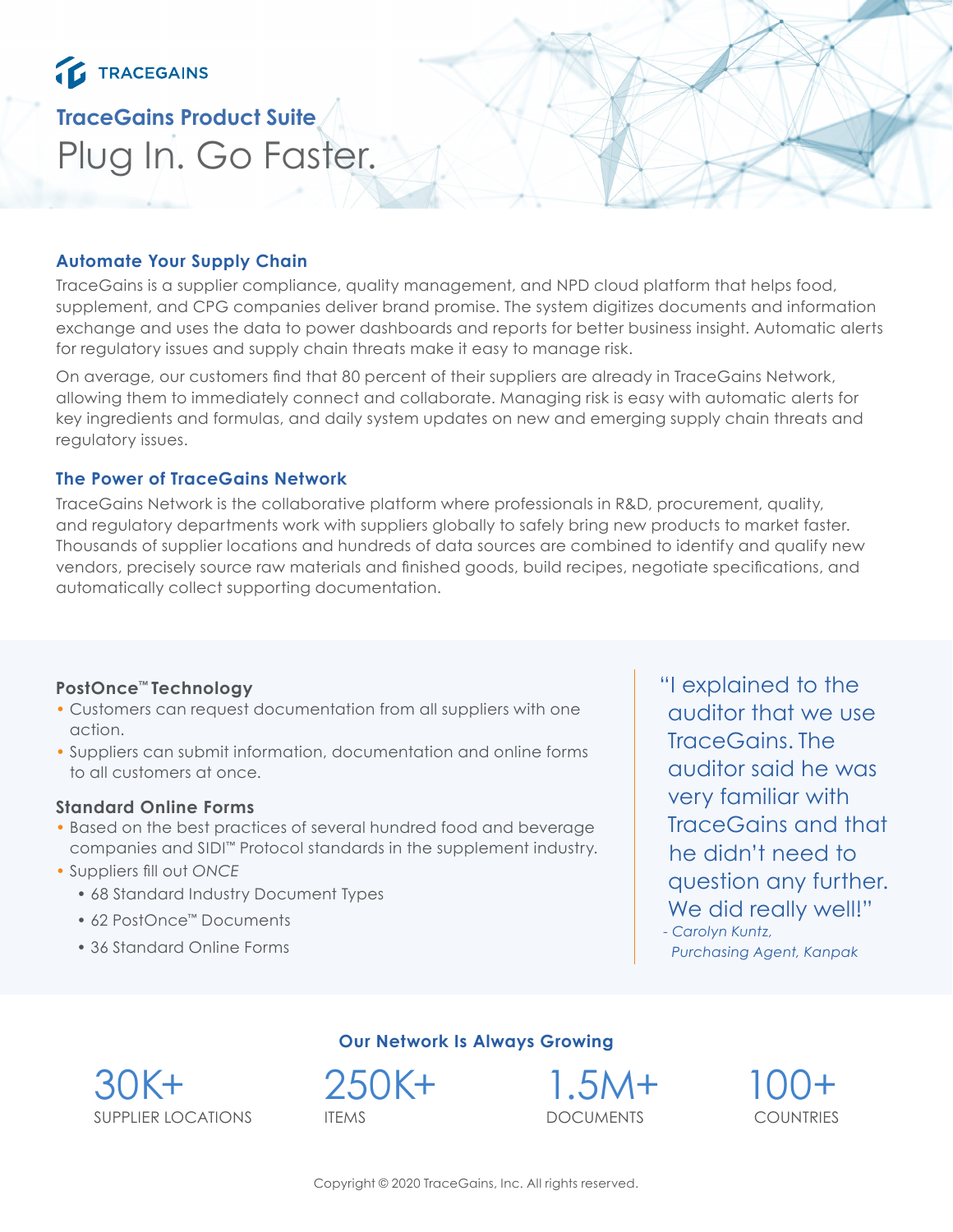TRACEGAINS

# TraceGains Product Suite

# Plug In. Go Faster.

## Automate Your Supply Chain

TraceGains is a supplier compliance, quality management, and NPD cloud platform that helps food, supplement, and CPG companies deliver brand promise. The system digitizes documents and information exchange and uses the data to power dashboards and reports for better business insight. Automatic alerts for regulatory issues and supply chain threats make it easy to manage risk.

On average, our customers find that 80 percent of their suppliers are already in TraceGains Network, allowing them to immediately connect and collaborate. Managing risk is easy with automatic alerts for key ingredients and formulas, and daily system updates on new and emerging supply chain threats and regulatory issues.

## The Power of TraceGains Network

TraceGains Network is the collaborative platform where professionals in R&D, procurement, quality, and regulatory departments work with suppliers globally to safely bring new products to market faster. Thousands of supplier locations and hundreds of data sources are combined to identify and qualify new vendors, precisely source raw materials and finished goods, build recipes, negotiate specifications, and automatically collect supporting documentation.

### PostOnce™ Technology

- Customers can request documentation from all suppliers with one action.
- Suppliers can submit information, documentation and online forms to all customers at once.

### Standard Online Forms

- Based on the best practices of several hundred food and beverage companies and SIDI™ Protocol standards in the supplement industry.
- Suppliers fill out *ONCE*
  - 68 Standard Industry Document Types
  - 62 PostOnce™ Documents
  - 36 Standard Online Forms

> "I explained to the auditor that we use TraceGains. The auditor said he was very familiar with TraceGains and that he didn't need to question any further. We did really well!"
>
> *- Carolyn Kuntz, Purchasing Agent, Kanpak*

## Our Network Is Always Growing

| 30K+ | 250K+ | 1.5M+ | 100+ |
| --- | --- | --- | --- |
| SUPPLIER LOCATIONS | ITEMS | DOCUMENTS | COUNTRIES |

Copyright © 2020 TraceGains, Inc. All rights reserved.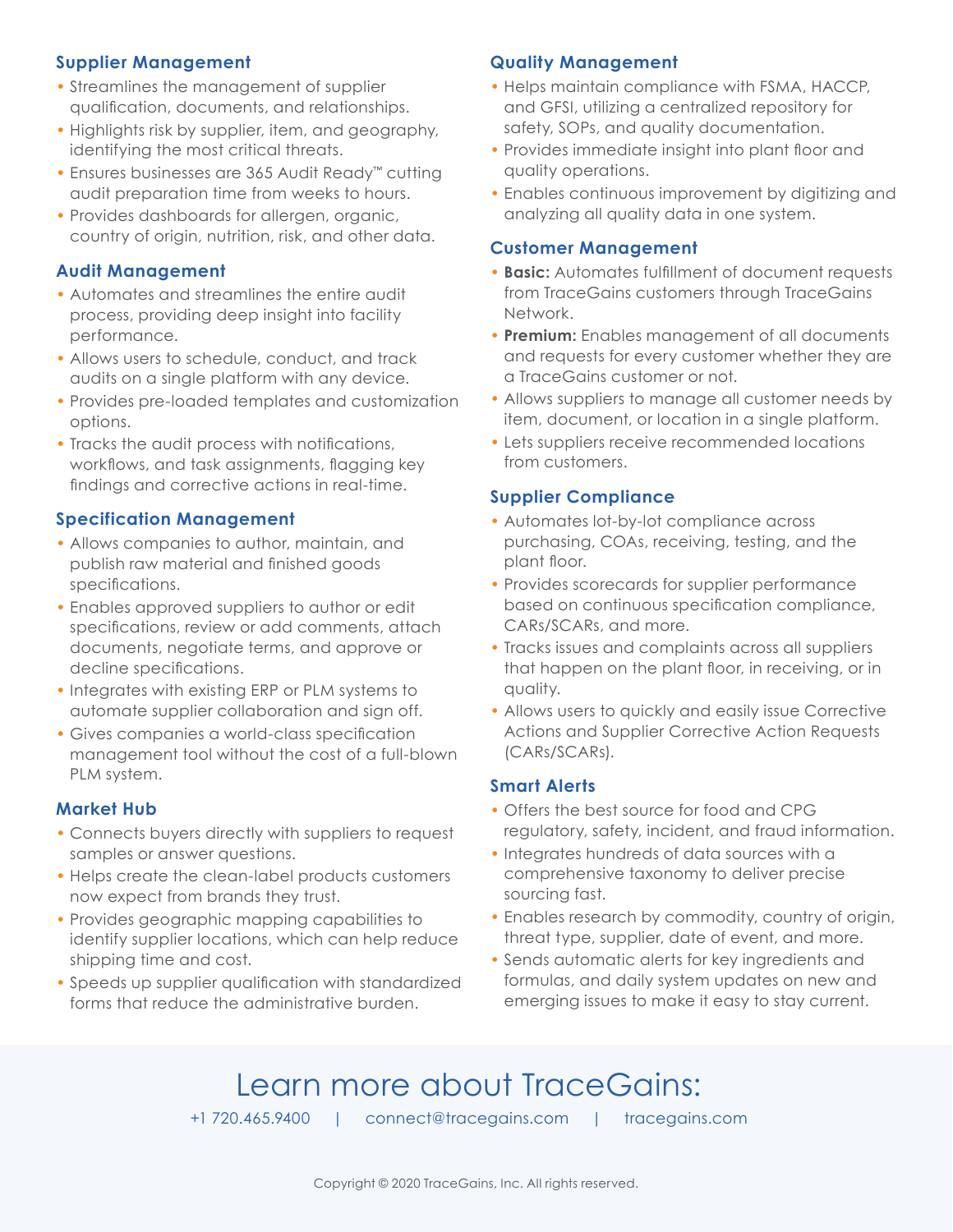## Supplier Management

- Streamlines the management of supplier qualification, documents, and relationships.
- Highlights risk by supplier, item, and geography, identifying the most critical threats.
- Ensures businesses are 365 Audit Ready™ cutting audit preparation time from weeks to hours.
- Provides dashboards for allergen, organic, country of origin, nutrition, risk, and other data.

## Audit Management

- Automates and streamlines the entire audit process, providing deep insight into facility performance.
- Allows users to schedule, conduct, and track audits on a single platform with any device.
- Provides pre-loaded templates and customization options.
- Tracks the audit process with notifications, workflows, and task assignments, flagging key findings and corrective actions in real-time.

## Specification Management

- Allows companies to author, maintain, and publish raw material and finished goods specifications.
- Enables approved suppliers to author or edit specifications, review or add comments, attach documents, negotiate terms, and approve or decline specifications.
- Integrates with existing ERP or PLM systems to automate supplier collaboration and sign off.
- Gives companies a world-class specification management tool without the cost of a full-blown PLM system.

## Market Hub

- Connects buyers directly with suppliers to request samples or answer questions.
- Helps create the clean-label products customers now expect from brands they trust.
- Provides geographic mapping capabilities to identify supplier locations, which can help reduce shipping time and cost.
- Speeds up supplier qualification with standardized forms that reduce the administrative burden.

## Quality Management

- Helps maintain compliance with FSMA, HACCP, and GFSI, utilizing a centralized repository for safety, SOPs, and quality documentation.
- Provides immediate insight into plant floor and quality operations.
- Enables continuous improvement by digitizing and analyzing all quality data in one system.

## Customer Management

- **Basic:** Automates fulfillment of document requests from TraceGains customers through TraceGains Network.
- **Premium:** Enables management of all documents and requests for every customer whether they are a TraceGains customer or not.
- Allows suppliers to manage all customer needs by item, document, or location in a single platform.
- Lets suppliers receive recommended locations from customers.

## Supplier Compliance

- Automates lot-by-lot compliance across purchasing, COAs, receiving, testing, and the plant floor.
- Provides scorecards for supplier performance based on continuous specification compliance, CARs/SCARs, and more.
- Tracks issues and complaints across all suppliers that happen on the plant floor, in receiving, or in quality.
- Allows users to quickly and easily issue Corrective Actions and Supplier Corrective Action Requests (CARs/SCARs).

## Smart Alerts

- Offers the best source for food and CPG regulatory, safety, incident, and fraud information.
- Integrates hundreds of data sources with a comprehensive taxonomy to deliver precise sourcing fast.
- Enables research by commodity, country of origin, threat type, supplier, date of event, and more.
- Sends automatic alerts for key ingredients and formulas, and daily system updates on new and emerging issues to make it easy to stay current.

# Learn more about TraceGains:

+1 720.465.9400 | connect@tracegains.com | tracegains.com

Copyright © 2020 TraceGains, Inc. All rights reserved.